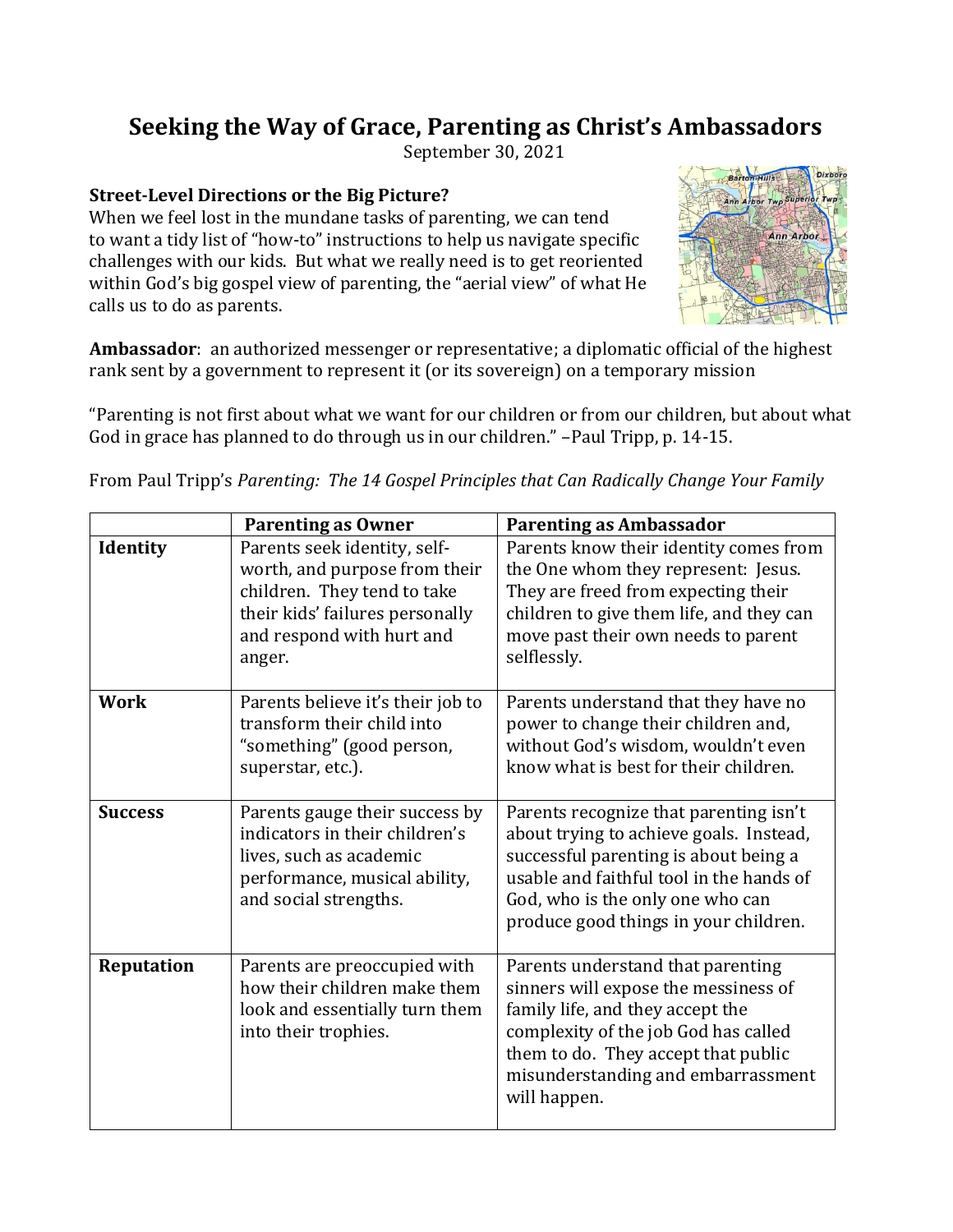# Seeking the Way of Grace, Parenting as Christ's Ambassadors

September 30, 2021

### Street-Level Directions or the Big Picture?

When we feel lost in the mundane tasks of parenting, we can tend to want a tidy list of "how-to" instructions to help us navigate specific challenges with our kids. But what we really need is to get reoriented within God's big gospel view of parenting, the "aerial view" of what He calls us to do as parents.

**Ambassador**: an authorized messenger or representative; a diplomatic official of the highest rank sent by a government to represent it (or its sovereign) on a temporary mission

"Parenting is not first about what we want for our children or from our children, but about what God in grace has planned to do through us in our children." –Paul Tripp, p. 14-15.

From Paul Tripp's *Parenting: The 14 Gospel Principles that Can Radically Change Your Family*

| | **Parenting as Owner** | **Parenting as Ambassador** |
|---|---|---|
| **Identity** | Parents seek identity, self-worth, and purpose from their children. They tend to take their kids' failures personally and respond with hurt and anger. | Parents know their identity comes from the One whom they represent: Jesus. They are freed from expecting their children to give them life, and they can move past their own needs to parent selflessly. |
| **Work** | Parents believe it's their job to transform their child into "something" (good person, superstar, etc.). | Parents understand that they have no power to change their children and, without God's wisdom, wouldn't even know what is best for their children. |
| **Success** | Parents gauge their success by indicators in their children's lives, such as academic performance, musical ability, and social strengths. | Parents recognize that parenting isn't about trying to achieve goals. Instead, successful parenting is about being a usable and faithful tool in the hands of God, who is the only one who can produce good things in your children. |
| **Reputation** | Parents are preoccupied with how their children make them look and essentially turn them into their trophies. | Parents understand that parenting sinners will expose the messiness of family life, and they accept the complexity of the job God has called them to do. They accept that public misunderstanding and embarrassment will happen. |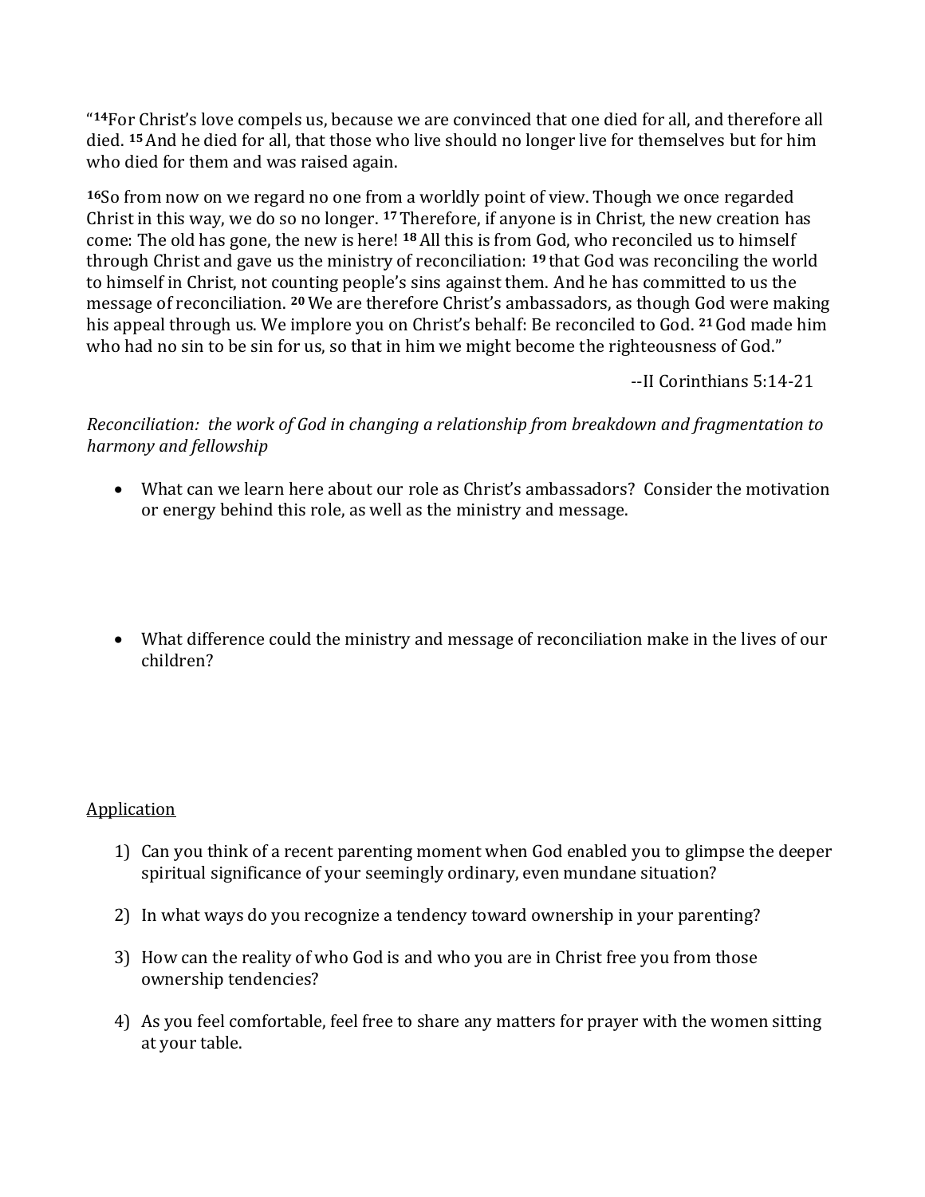"[14]For Christ's love compels us, because we are convinced that one died for all, and therefore all died. [15] And he died for all, that those who live should no longer live for themselves but for him who died for them and was raised again.

[16]So from now on we regard no one from a worldly point of view. Though we once regarded Christ in this way, we do so no longer. [17] Therefore, if anyone is in Christ, the new creation has come: The old has gone, the new is here! [18] All this is from God, who reconciled us to himself through Christ and gave us the ministry of reconciliation: [19] that God was reconciling the world to himself in Christ, not counting people's sins against them. And he has committed to us the message of reconciliation. [20] We are therefore Christ's ambassadors, as though God were making his appeal through us. We implore you on Christ's behalf: Be reconciled to God. [21] God made him who had no sin to be sin for us, so that in him we might become the righteousness of God."

--II Corinthians 5:14-21

*Reconciliation: the work of God in changing a relationship from breakdown and fragmentation to harmony and fellowship*

- What can we learn here about our role as Christ's ambassadors? Consider the motivation or energy behind this role, as well as the ministry and message.

- What difference could the ministry and message of reconciliation make in the lives of our children?

<u>Application</u>

1) Can you think of a recent parenting moment when God enabled you to glimpse the deeper spiritual significance of your seemingly ordinary, even mundane situation?
2) In what ways do you recognize a tendency toward ownership in your parenting?
3) How can the reality of who God is and who you are in Christ free you from those ownership tendencies?
4) As you feel comfortable, feel free to share any matters for prayer with the women sitting at your table.